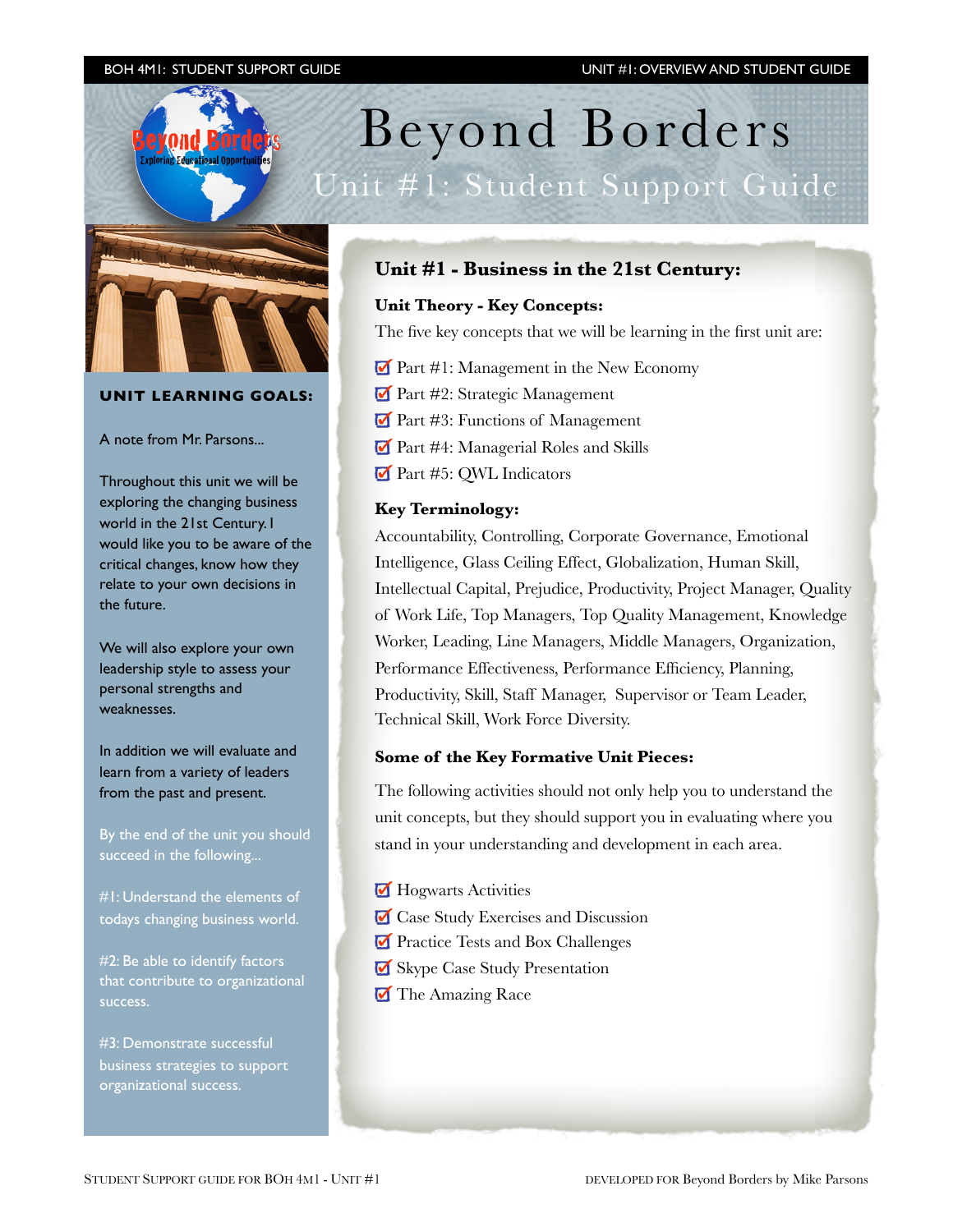# Beyond Borders

## Unit #1: Student Support Guide

### UNIT LEARNING GOALS:

A note from Mr. Parsons...

Throughout this unit we will be exploring the changing business world in the 21st Century. I would like you to be aware of the critical changes, know how they relate to your own decisions in the future.

We will also explore your own leadership style to assess your personal strengths and weaknesses.

In addition we will evaluate and learn from a variety of leaders from the past and present.

By the end of the unit you should succeed in the following...

#1: Understand the elements of todays changing business world.

#2: Be able to identify factors that contribute to organizational success.

#3: Demonstrate successful business strategies to support organizational success.

## Unit #1 - Business in the 21st Century:

### Unit Theory - Key Concepts:

The five key concepts that we will be learning in the first unit are:

- Part #1: Management in the New Economy
- Part #2: Strategic Management
- Part #3: Functions of Management
- Part #4: Managerial Roles and Skills
- Part #5: QWL Indicators

### Key Terminology:

Accountability, Controlling, Corporate Governance, Emotional Intelligence, Glass Ceiling Effect, Globalization, Human Skill, Intellectual Capital, Prejudice, Productivity, Project Manager, Quality of Work Life, Top Managers, Top Quality Management, Knowledge Worker, Leading, Line Managers, Middle Managers, Organization, Performance Effectiveness, Performance Efficiency, Planning, Productivity, Skill, Staff Manager, Supervisor or Team Leader, Technical Skill, Work Force Diversity.

### Some of the Key Formative Unit Pieces:

The following activities should not only help you to understand the unit concepts, but they should support you in evaluating where you stand in your understanding and development in each area.

- Hogwarts Activities
- Case Study Exercises and Discussion
- Practice Tests and Box Challenges
- Skype Case Study Presentation
- The Amazing Race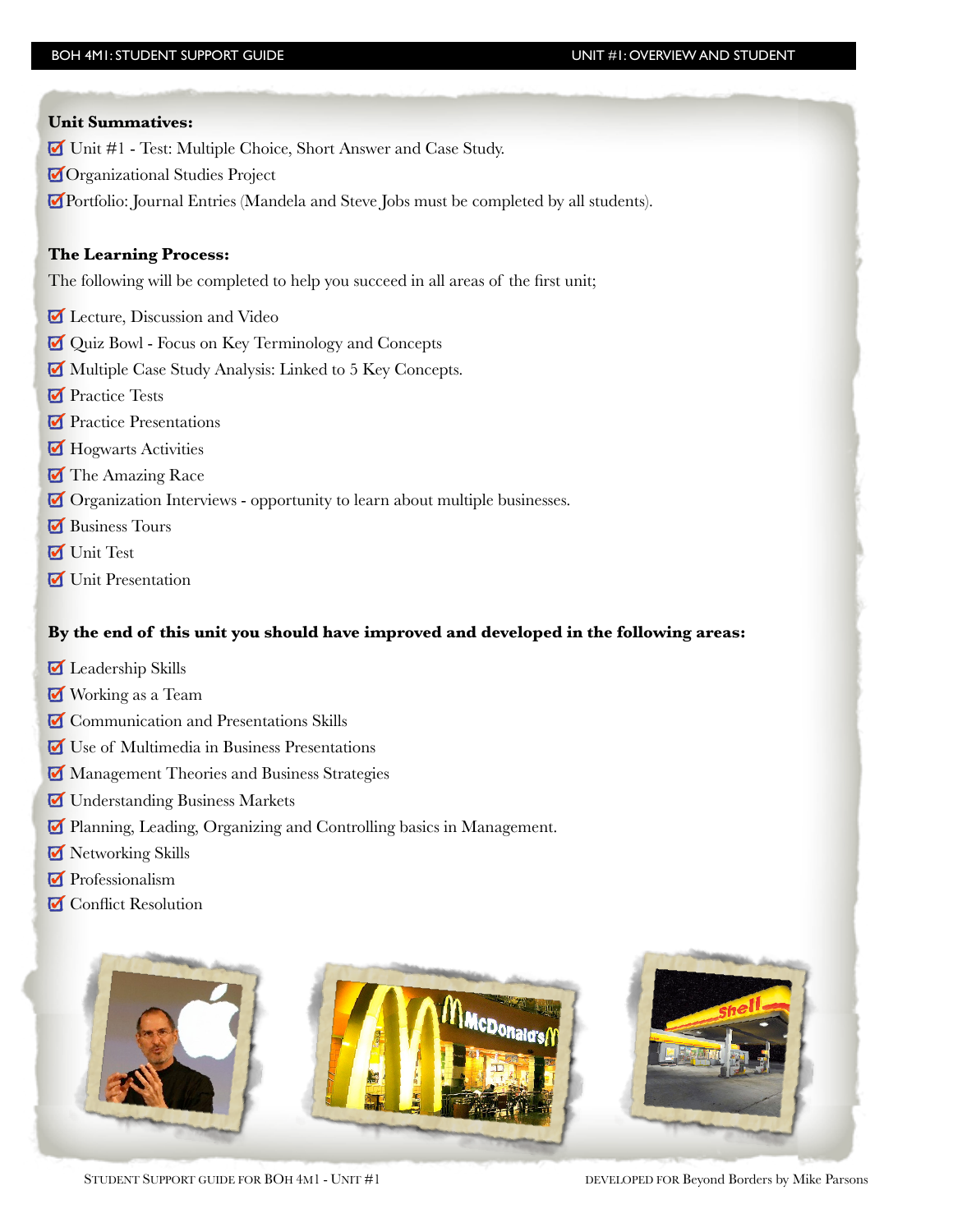**Unit Summatives:**

- ☑ Unit #1 - Test: Multiple Choice, Short Answer and Case Study.
- ☑ Organizational Studies Project
- ☑ Portfolio: Journal Entries (Mandela and Steve Jobs must be completed by all students).

**The Learning Process:**

The following will be completed to help you succeed in all areas of the first unit;

- ☑ Lecture, Discussion and Video
- ☑ Quiz Bowl - Focus on Key Terminology and Concepts
- ☑ Multiple Case Study Analysis: Linked to 5 Key Concepts.
- ☑ Practice Tests
- ☑ Practice Presentations
- ☑ Hogwarts Activities
- ☑ The Amazing Race
- ☑ Organization Interviews - opportunity to learn about multiple businesses.
- ☑ Business Tours
- ☑ Unit Test
- ☑ Unit Presentation

**By the end of this unit you should have improved and developed in the following areas:**

- ☑ Leadership Skills
- ☑ Working as a Team
- ☑ Communication and Presentations Skills
- ☑ Use of Multimedia in Business Presentations
- ☑ Management Theories and Business Strategies
- ☑ Understanding Business Markets
- ☑ Planning, Leading, Organizing and Controlling basics in Management.
- ☑ Networking Skills
- ☑ Professionalism
- ☑ Conflict Resolution